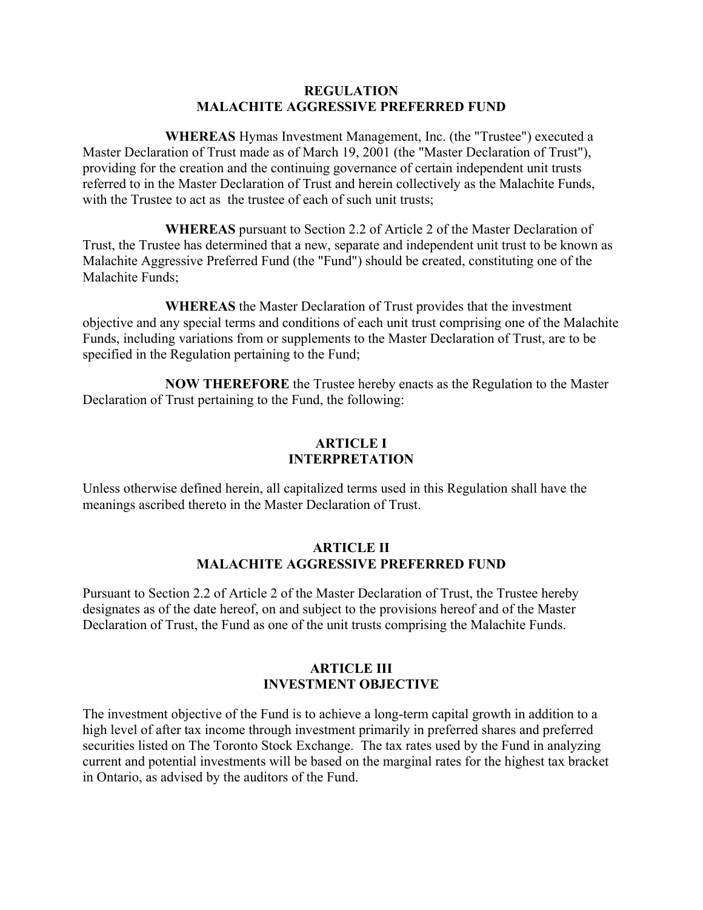# REGULATION
# MALACHITE AGGRESSIVE PREFERRED FUND

**WHEREAS** Hymas Investment Management, Inc. (the "Trustee") executed a Master Declaration of Trust made as of March 19, 2001 (the "Master Declaration of Trust"), providing for the creation and the continuing governance of certain independent unit trusts referred to in the Master Declaration of Trust and herein collectively as the Malachite Funds, with the Trustee to act as the trustee of each of such unit trusts;

**WHEREAS** pursuant to Section 2.2 of Article 2 of the Master Declaration of Trust, the Trustee has determined that a new, separate and independent unit trust to be known as Malachite Aggressive Preferred Fund (the "Fund") should be created, constituting one of the Malachite Funds;

**WHEREAS** the Master Declaration of Trust provides that the investment objective and any special terms and conditions of each unit trust comprising one of the Malachite Funds, including variations from or supplements to the Master Declaration of Trust, are to be specified in the Regulation pertaining to the Fund;

**NOW THEREFORE** the Trustee hereby enacts as the Regulation to the Master Declaration of Trust pertaining to the Fund, the following:

## ARTICLE I
## INTERPRETATION

Unless otherwise defined herein, all capitalized terms used in this Regulation shall have the meanings ascribed thereto in the Master Declaration of Trust.

## ARTICLE II
## MALACHITE AGGRESSIVE PREFERRED FUND

Pursuant to Section 2.2 of Article 2 of the Master Declaration of Trust, the Trustee hereby designates as of the date hereof, on and subject to the provisions hereof and of the Master Declaration of Trust, the Fund as one of the unit trusts comprising the Malachite Funds.

## ARTICLE III
## INVESTMENT OBJECTIVE

The investment objective of the Fund is to achieve a long-term capital growth in addition to a high level of after tax income through investment primarily in preferred shares and preferred securities listed on The Toronto Stock Exchange. The tax rates used by the Fund in analyzing current and potential investments will be based on the marginal rates for the highest tax bracket in Ontario, as advised by the auditors of the Fund.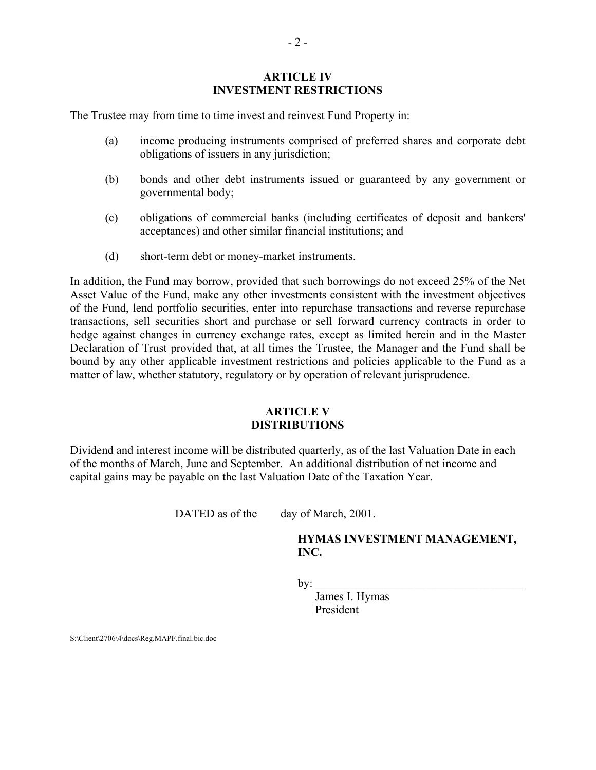## ARTICLE IV
## INVESTMENT RESTRICTIONS

The Trustee may from time to time invest and reinvest Fund Property in:

(a) income producing instruments comprised of preferred shares and corporate debt obligations of issuers in any jurisdiction;

(b) bonds and other debt instruments issued or guaranteed by any government or governmental body;

(c) obligations of commercial banks (including certificates of deposit and bankers' acceptances) and other similar financial institutions; and

(d) short-term debt or money-market instruments.

In addition, the Fund may borrow, provided that such borrowings do not exceed 25% of the Net Asset Value of the Fund, make any other investments consistent with the investment objectives of the Fund, lend portfolio securities, enter into repurchase transactions and reverse repurchase transactions, sell securities short and purchase or sell forward currency contracts in order to hedge against changes in currency exchange rates, except as limited herein and in the Master Declaration of Trust provided that, at all times the Trustee, the Manager and the Fund shall be bound by any other applicable investment restrictions and policies applicable to the Fund as a matter of law, whether statutory, regulatory or by operation of relevant jurisprudence.

## ARTICLE V
## DISTRIBUTIONS

Dividend and interest income will be distributed quarterly, as of the last Valuation Date in each of the months of March, June and September. An additional distribution of net income and capital gains may be payable on the last Valuation Date of the Taxation Year.

DATED as of the ____ day of March, 2001.

**HYMAS INVESTMENT MANAGEMENT, INC.**

by: ___________________________________

James I. Hymas
President

S:\Client\2706\4\docs\Reg.MAPF.final.bic.doc